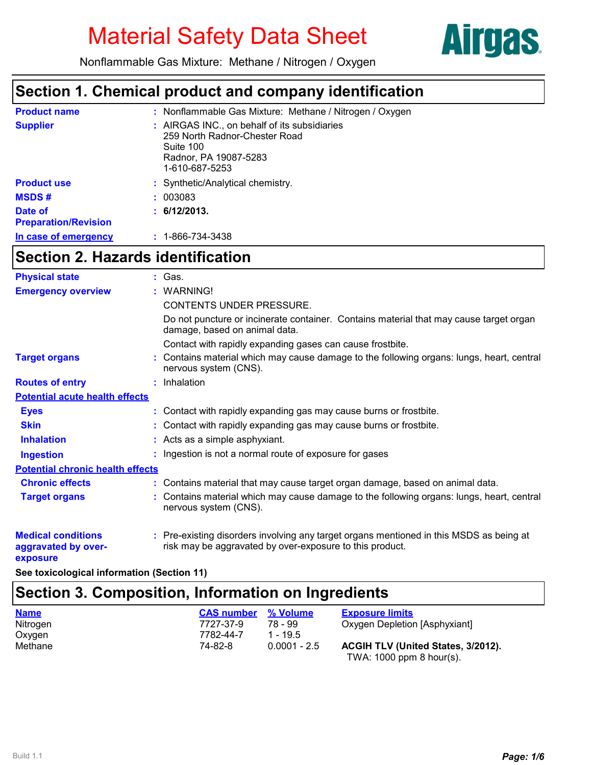# Material Safety Data Sheet

Nonflammable Gas Mixture: Methane / Nitrogen / Oxygen

Airgas

## Section 1. Chemical product and company identification

**Product name** : Nonflammable Gas Mixture: Methane / Nitrogen / Oxygen

**Supplier** : AIRGAS INC., on behalf of its subsidiaries
259 North Radnor-Chester Road
Suite 100
Radnor, PA 19087-5283
1-610-687-5253

**Product use** : Synthetic/Analytical chemistry.

**MSDS #** : 003083

**Date of Preparation/Revision** : **6/12/2013.**

**In case of emergency** : 1-866-734-3438

## Section 2. Hazards identification

**Physical state** : Gas.

**Emergency overview** : WARNING!

CONTENTS UNDER PRESSURE.

Do not puncture or incinerate container. Contains material that may cause target organ damage, based on animal data.

Contact with rapidly expanding gases can cause frostbite.

**Target organs** : Contains material which may cause damage to the following organs: lungs, heart, central nervous system (CNS).

**Routes of entry** : Inhalation

**Potential acute health effects**

**Eyes** : Contact with rapidly expanding gas may cause burns or frostbite.

**Skin** : Contact with rapidly expanding gas may cause burns or frostbite.

**Inhalation** : Acts as a simple asphyxiant.

**Ingestion** : Ingestion is not a normal route of exposure for gases

**Potential chronic health effects**

**Chronic effects** : Contains material that may cause target organ damage, based on animal data.

**Target organs** : Contains material which may cause damage to the following organs: lungs, heart, central nervous system (CNS).

**Medical conditions aggravated by over-exposure** : Pre-existing disorders involving any target organs mentioned in this MSDS as being at risk may be aggravated by over-exposure to this product.

**See toxicological information (Section 11)**

## Section 3. Composition, Information on Ingredients

| Name | CAS number | % Volume | Exposure limits |
|---|---|---|---|
| Nitrogen | 7727-37-9 | 78 - 99 | Oxygen Depletion [Asphyxiant] |
| Oxygen | 7782-44-7 | 1 - 19.5 | |
| Methane | 74-82-8 | 0.0001 - 2.5 | **ACGIH TLV (United States, 3/2012).** TWA: 1000 ppm 8 hour(s). |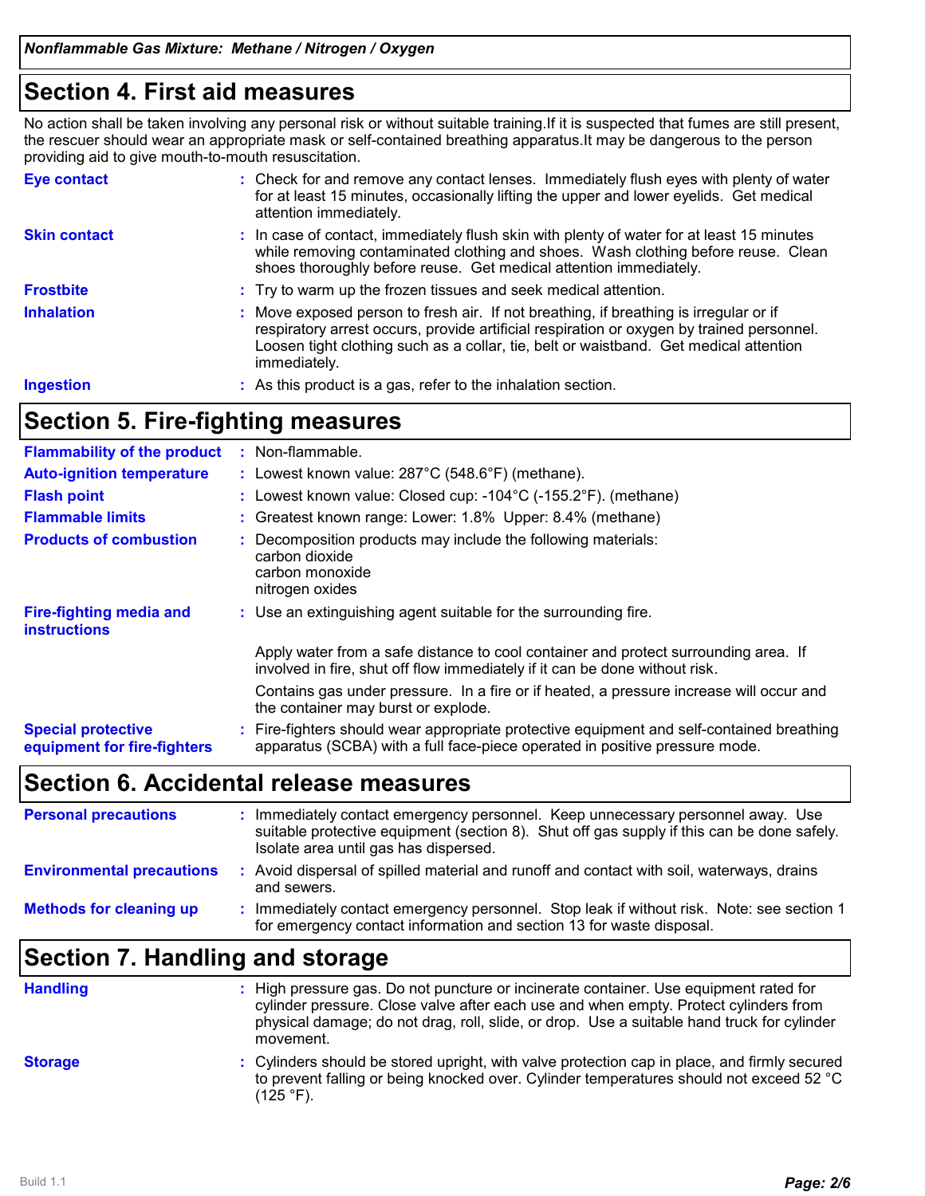## Section 4. First aid measures

No action shall be taken involving any personal risk or without suitable training.If it is suspected that fumes are still present, the rescuer should wear an appropriate mask or self-contained breathing apparatus.It may be dangerous to the person providing aid to give mouth-to-mouth resuscitation.

| | |
|---|---|
| **Eye contact** | Check for and remove any contact lenses. Immediately flush eyes with plenty of water for at least 15 minutes, occasionally lifting the upper and lower eyelids. Get medical attention immediately. |
| **Skin contact** | In case of contact, immediately flush skin with plenty of water for at least 15 minutes while removing contaminated clothing and shoes. Wash clothing before reuse. Clean shoes thoroughly before reuse. Get medical attention immediately. |
| **Frostbite** | Try to warm up the frozen tissues and seek medical attention. |
| **Inhalation** | Move exposed person to fresh air. If not breathing, if breathing is irregular or if respiratory arrest occurs, provide artificial respiration or oxygen by trained personnel. Loosen tight clothing such as a collar, tie, belt or waistband. Get medical attention immediately. |
| **Ingestion** | As this product is a gas, refer to the inhalation section. |

## Section 5. Fire-fighting measures

| | |
|---|---|
| **Flammability of the product** | Non-flammable. |
| **Auto-ignition temperature** | Lowest known value: 287°C (548.6°F) (methane). |
| **Flash point** | Lowest known value: Closed cup: -104°C (-155.2°F). (methane) |
| **Flammable limits** | Greatest known range: Lower: 1.8% Upper: 8.4% (methane) |
| **Products of combustion** | Decomposition products may include the following materials:<br>carbon dioxide<br>carbon monoxide<br>nitrogen oxides |
| **Fire-fighting media and instructions** | Use an extinguishing agent suitable for the surrounding fire.<br><br>Apply water from a safe distance to cool container and protect surrounding area. If involved in fire, shut off flow immediately if it can be done without risk.<br><br>Contains gas under pressure. In a fire or if heated, a pressure increase will occur and the container may burst or explode. |
| **Special protective equipment for fire-fighters** | Fire-fighters should wear appropriate protective equipment and self-contained breathing apparatus (SCBA) with a full face-piece operated in positive pressure mode. |

## Section 6. Accidental release measures

| | |
|---|---|
| **Personal precautions** | Immediately contact emergency personnel. Keep unnecessary personnel away. Use suitable protective equipment (section 8). Shut off gas supply if this can be done safely. Isolate area until gas has dispersed. |
| **Environmental precautions** | Avoid dispersal of spilled material and runoff and contact with soil, waterways, drains and sewers. |
| **Methods for cleaning up** | Immediately contact emergency personnel. Stop leak if without risk. Note: see section 1 for emergency contact information and section 13 for waste disposal. |

## Section 7. Handling and storage

| | |
|---|---|
| **Handling** | High pressure gas. Do not puncture or incinerate container. Use equipment rated for cylinder pressure. Close valve after each use and when empty. Protect cylinders from physical damage; do not drag, roll, slide, or drop. Use a suitable hand truck for cylinder movement. |
| **Storage** | Cylinders should be stored upright, with valve protection cap in place, and firmly secured to prevent falling or being knocked over. Cylinder temperatures should not exceed 52 °C (125 °F). |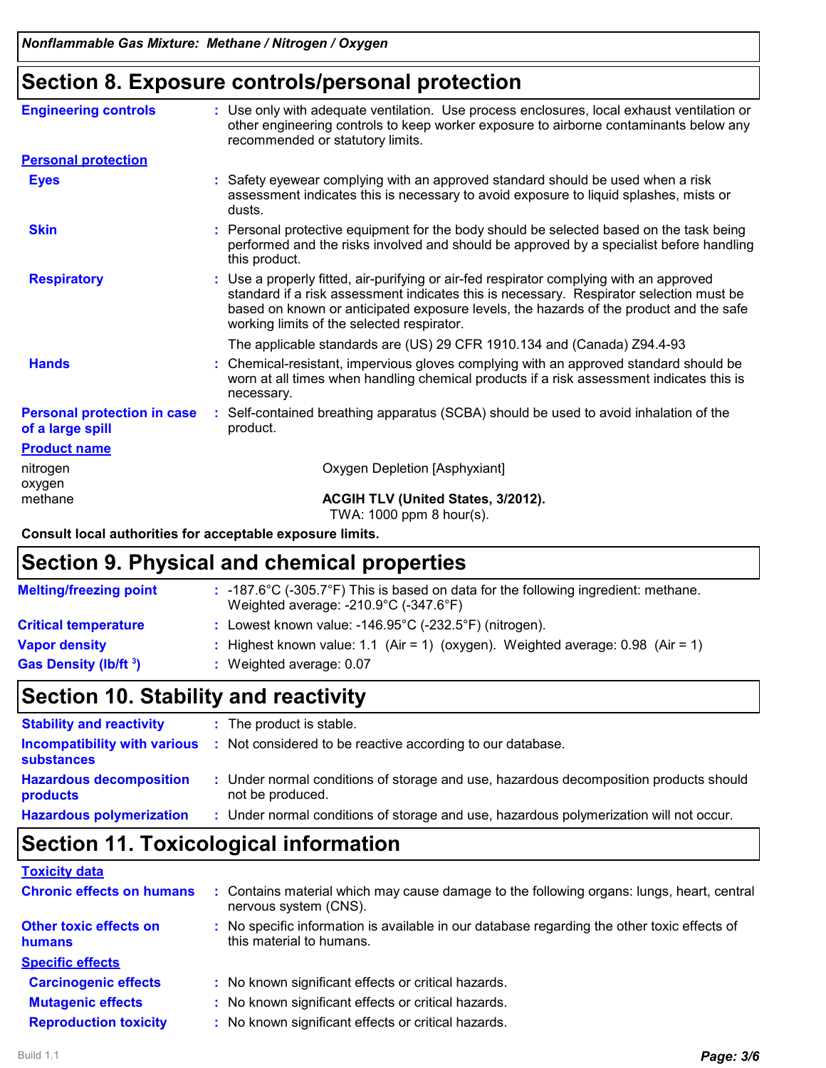*Nonflammable Gas Mixture: Methane / Nitrogen / Oxygen*

## Section 8. Exposure controls/personal protection

**Engineering controls** : Use only with adequate ventilation. Use process enclosures, local exhaust ventilation or other engineering controls to keep worker exposure to airborne contaminants below any recommended or statutory limits.

**Personal protection**

**Eyes** : Safety eyewear complying with an approved standard should be used when a risk assessment indicates this is necessary to avoid exposure to liquid splashes, mists or dusts.

**Skin** : Personal protective equipment for the body should be selected based on the task being performed and the risks involved and should be approved by a specialist before handling this product.

**Respiratory** : Use a properly fitted, air-purifying or air-fed respirator complying with an approved standard if a risk assessment indicates this is necessary. Respirator selection must be based on known or anticipated exposure levels, the hazards of the product and the safe working limits of the selected respirator.

The applicable standards are (US) 29 CFR 1910.134 and (Canada) Z94.4-93

**Hands** : Chemical-resistant, impervious gloves complying with an approved standard should be worn at all times when handling chemical products if a risk assessment indicates this is necessary.

**Personal protection in case of a large spill** : Self-contained breathing apparatus (SCBA) should be used to avoid inhalation of the product.

| Product name | |
|---|---|
| nitrogen<br>oxygen | Oxygen Depletion [Asphyxiant] |
| methane | **ACGIH TLV (United States, 3/2012).**<br>TWA: 1000 ppm 8 hour(s). |

**Consult local authorities for acceptable exposure limits.**

## Section 9. Physical and chemical properties

**Melting/freezing point** : -187.6°C (-305.7°F) This is based on data for the following ingredient: methane. Weighted average: -210.9°C (-347.6°F)

**Critical temperature** : Lowest known value: -146.95°C (-232.5°F) (nitrogen).

**Vapor density** : Highest known value: 1.1 (Air = 1) (oxygen). Weighted average: 0.98 (Air = 1)

**Gas Density ($lb/ft^3$)** : Weighted average: 0.07

## Section 10. Stability and reactivity

**Stability and reactivity** : The product is stable.

**Incompatibility with various substances** : Not considered to be reactive according to our database.

**Hazardous decomposition products** : Under normal conditions of storage and use, hazardous decomposition products should not be produced.

**Hazardous polymerization** : Under normal conditions of storage and use, hazardous polymerization will not occur.

## Section 11. Toxicological information

**Toxicity data**

**Chronic effects on humans** : Contains material which may cause damage to the following organs: lungs, heart, central nervous system (CNS).

**Other toxic effects on humans** : No specific information is available in our database regarding the other toxic effects of this material to humans.

**Specific effects**

**Carcinogenic effects** : No known significant effects or critical hazards.

**Mutagenic effects** : No known significant effects or critical hazards.

**Reproduction toxicity** : No known significant effects or critical hazards.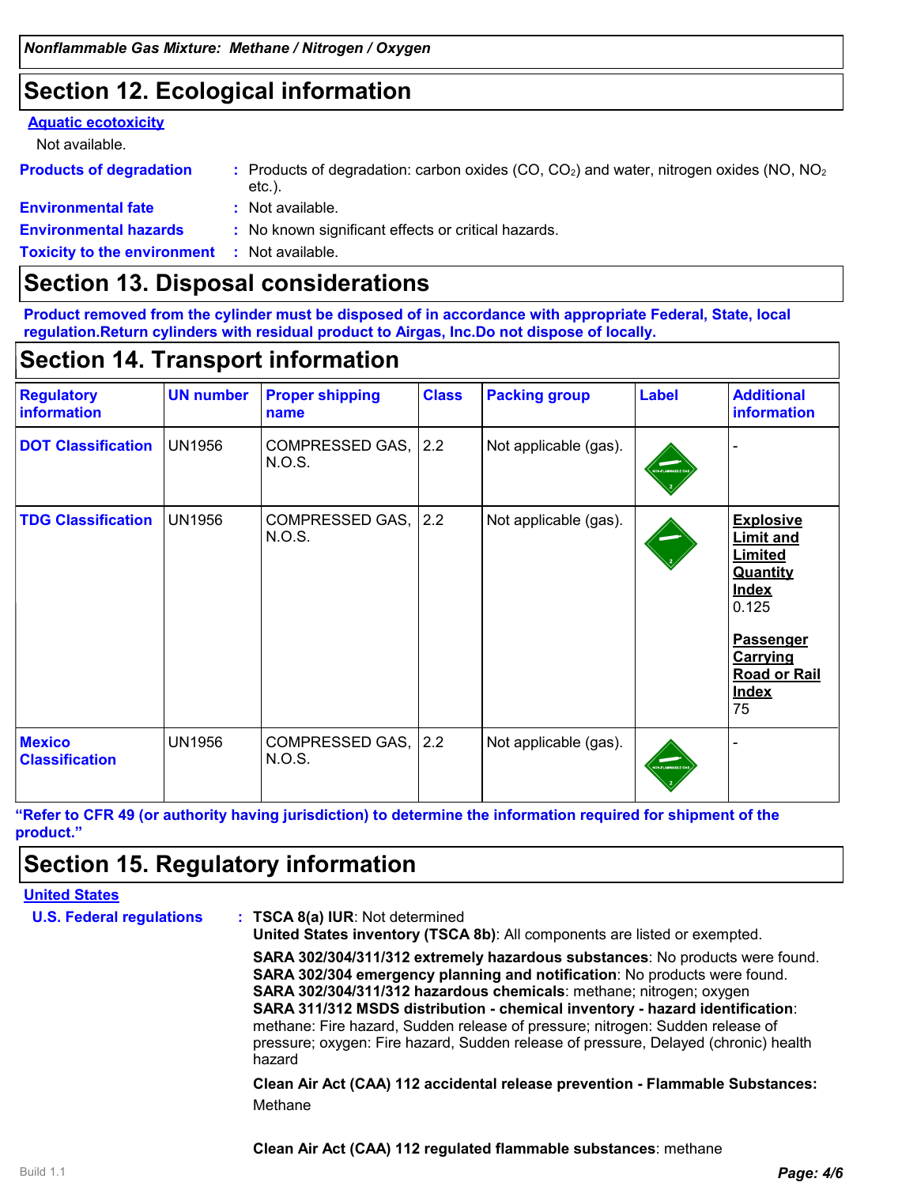## Section 12. Ecological information

**Aquatic ecotoxicity**

Not available.

**Products of degradation** : Products of degradation: carbon oxides (CO, $CO_2$) and water, nitrogen oxides (NO, $NO_2$ etc.).

**Environmental fate** : Not available.

**Environmental hazards** : No known significant effects or critical hazards.

**Toxicity to the environment** : Not available.

## Section 13. Disposal considerations

**Product removed from the cylinder must be disposed of in accordance with appropriate Federal, State, local regulation.Return cylinders with residual product to Airgas, Inc.Do not dispose of locally.**

## Section 14. Transport information

| Regulatory information | UN number | Proper shipping name | Class | Packing group | Label | Additional information |
|---|---|---|---|---|---|---|
| DOT Classification | UN1956 | COMPRESSED GAS, N.O.S. | 2.2 | Not applicable (gas). | | - |
| TDG Classification | UN1956 | COMPRESSED GAS, N.O.S. | 2.2 | Not applicable (gas). | | **Explosive Limit and Limited Quantity Index** 0.125 **Passenger Carrying Road or Rail Index** 75 |
| Mexico Classification | UN1956 | COMPRESSED GAS, N.O.S. | 2.2 | Not applicable (gas). | | - |

**"Refer to CFR 49 (or authority having jurisdiction) to determine the information required for shipment of the product."**

## Section 15. Regulatory information

**United States**

**U.S. Federal regulations** : **TSCA 8(a) IUR**: Not determined
**United States inventory (TSCA 8b)**: All components are listed or exempted.

**SARA 302/304/311/312 extremely hazardous substances**: No products were found.
**SARA 302/304 emergency planning and notification**: No products were found.
**SARA 302/304/311/312 hazardous chemicals**: methane; nitrogen; oxygen
**SARA 311/312 MSDS distribution - chemical inventory - hazard identification**: methane: Fire hazard, Sudden release of pressure; nitrogen: Sudden release of pressure; oxygen: Fire hazard, Sudden release of pressure, Delayed (chronic) health hazard

**Clean Air Act (CAA) 112 accidental release prevention - Flammable Substances:**
Methane

**Clean Air Act (CAA) 112 regulated flammable substances**: methane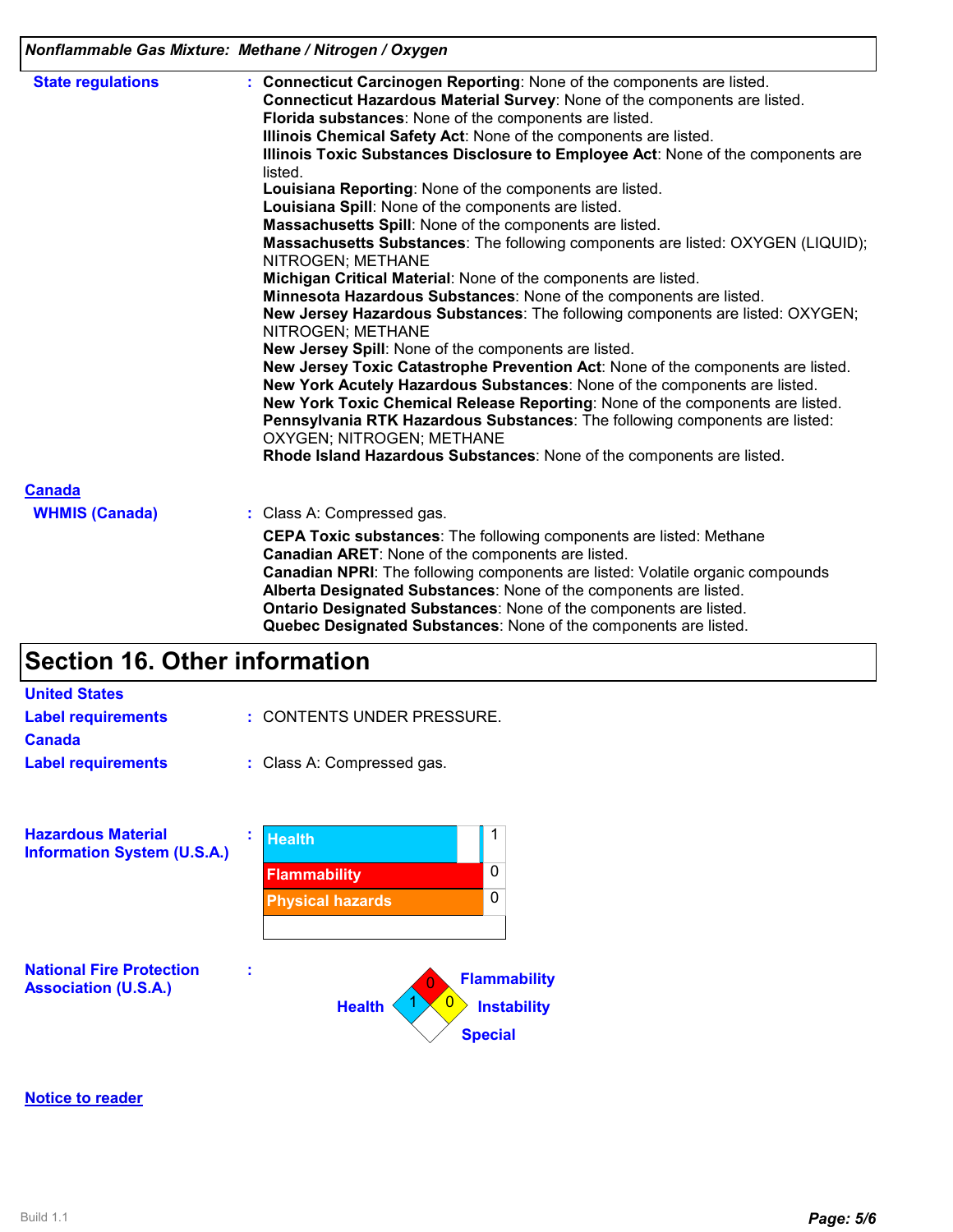*Nonflammable Gas Mixture: Methane / Nitrogen / Oxygen*

**State regulations** :
**Connecticut Carcinogen Reporting**: None of the components are listed.
**Connecticut Hazardous Material Survey**: None of the components are listed.
**Florida substances**: None of the components are listed.
**Illinois Chemical Safety Act**: None of the components are listed.
**Illinois Toxic Substances Disclosure to Employee Act**: None of the components are listed.
**Louisiana Reporting**: None of the components are listed.
**Louisiana Spill**: None of the components are listed.
**Massachusetts Spill**: None of the components are listed.
**Massachusetts Substances**: The following components are listed: OXYGEN (LIQUID); NITROGEN; METHANE
**Michigan Critical Material**: None of the components are listed.
**Minnesota Hazardous Substances**: None of the components are listed.
**New Jersey Hazardous Substances**: The following components are listed: OXYGEN; NITROGEN; METHANE
**New Jersey Spill**: None of the components are listed.
**New Jersey Toxic Catastrophe Prevention Act**: None of the components are listed.
**New York Acutely Hazardous Substances**: None of the components are listed.
**New York Toxic Chemical Release Reporting**: None of the components are listed.
**Pennsylvania RTK Hazardous Substances**: The following components are listed: OXYGEN; NITROGEN; METHANE
**Rhode Island Hazardous Substances**: None of the components are listed.

**Canada**

**WHMIS (Canada)** : Class A: Compressed gas.

**CEPA Toxic substances**: The following components are listed: Methane
**Canadian ARET**: None of the components are listed.
**Canadian NPRI**: The following components are listed: Volatile organic compounds
**Alberta Designated Substances**: None of the components are listed.
**Ontario Designated Substances**: None of the components are listed.
**Quebec Designated Substances**: None of the components are listed.

# Section 16. Other information

**United States**

**Label requirements** : CONTENTS UNDER PRESSURE.

**Canada**

**Label requirements** : Class A: Compressed gas.

**Hazardous Material Information System (U.S.A.)** :

| Hazard | Rating |
|---|---|
| Health | 1 |
| Flammability | 0 |
| Physical hazards | 0 |

**National Fire Protection Association (U.S.A.)** :

| Hazard | Rating |
|---|---|
| Health | 1 |
| Flammability | 0 |
| Instability | 0 |
| Special | |

**Notice to reader**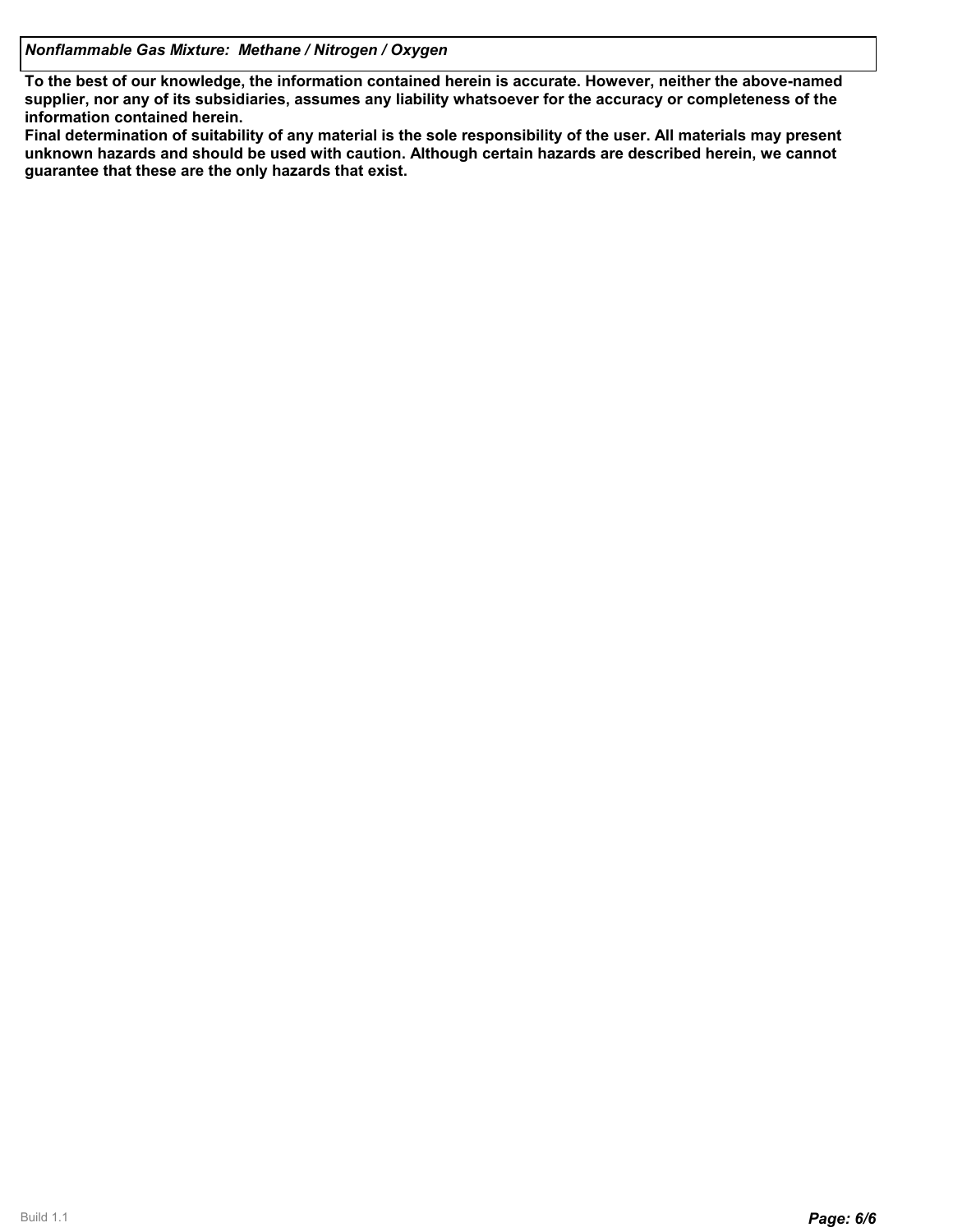**To the best of our knowledge, the information contained herein is accurate. However, neither the above-named supplier, nor any of its subsidiaries, assumes any liability whatsoever for the accuracy or completeness of the information contained herein.**
**Final determination of suitability of any material is the sole responsibility of the user. All materials may present unknown hazards and should be used with caution. Although certain hazards are described herein, we cannot guarantee that these are the only hazards that exist.**